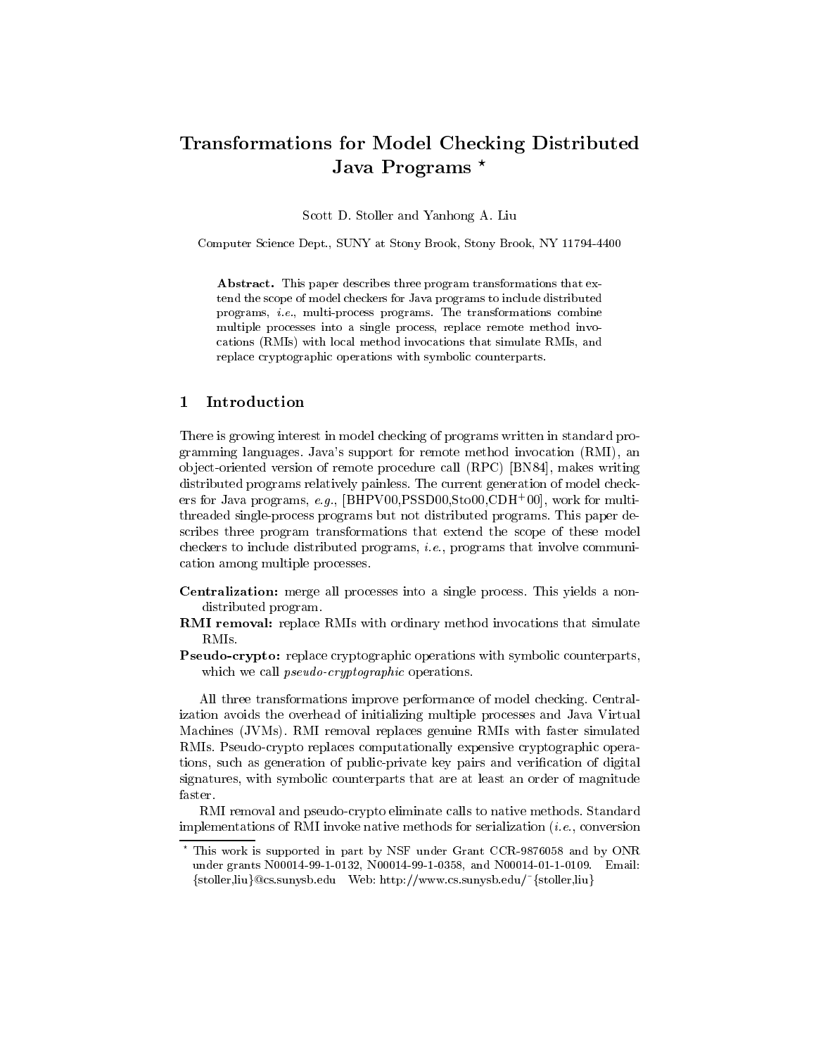# Transformations for Model Checking Distributed Java Programs *

Scott D. Stoller and Yanhong A. Liu

Computer Science Dept., SUNY at Stony Brook, Stony Brook, NY 11794-4400

**Abstract.** This paper describes three program transformations that extend the scope of model checkers for Java programs to include distributed programs, *i.e.*, multi-process programs. The transformations combine multiple processes into a single process, replace remote method invocations (RMIs) with local method invocations that simulate RMIs, and replace cryptographic operations with symbolic counterparts.

## 1 Introduction

There is growing interest in model checking of programs written in standard programming languages. Java's support for remote method invocation (RMI), an object-oriented version of remote procedure call (RPC) [BN84], makes writing distributed programs relatively painless. The current generation of model checkers for Java programs, *e.g.*, [BHPV00,PSSD00,Sto00,CDH+00], work for multi-threaded single-process programs but not distributed programs. This paper describes three program transformations that extend the scope of these model checkers to include distributed programs, *i.e.*, programs that involve communication among multiple processes.

**Centralization:** merge all processes into a single process. This yields a non-distributed program.

**RMI removal:** replace RMIs with ordinary method invocations that simulate RMIs.

**Pseudo-crypto:** replace cryptographic operations with symbolic counterparts, which we call *pseudo-cryptographic* operations.

All three transformations improve performance of model checking. Centralization avoids the overhead of initializing multiple processes and Java Virtual Machines (JVMs). RMI removal replaces genuine RMIs with faster simulated RMIs. Pseudo-crypto replaces computationally expensive cryptographic operations, such as generation of public-private key pairs and verification of digital signatures, with symbolic counterparts that are at least an order of magnitude faster.

RMI removal and pseudo-crypto eliminate calls to native methods. Standard implementations of RMI invoke native methods for serialization (*i.e.*, conversion

* This work is supported in part by NSF under Grant CCR-9876058 and by ONR under grants N00014-99-1-0132, N00014-99-1-0358, and N00014-01-1-0109. Email: {stoller,liu}@cs.sunysb.edu Web: http://www.cs.sunysb.edu/~{stoller,liu}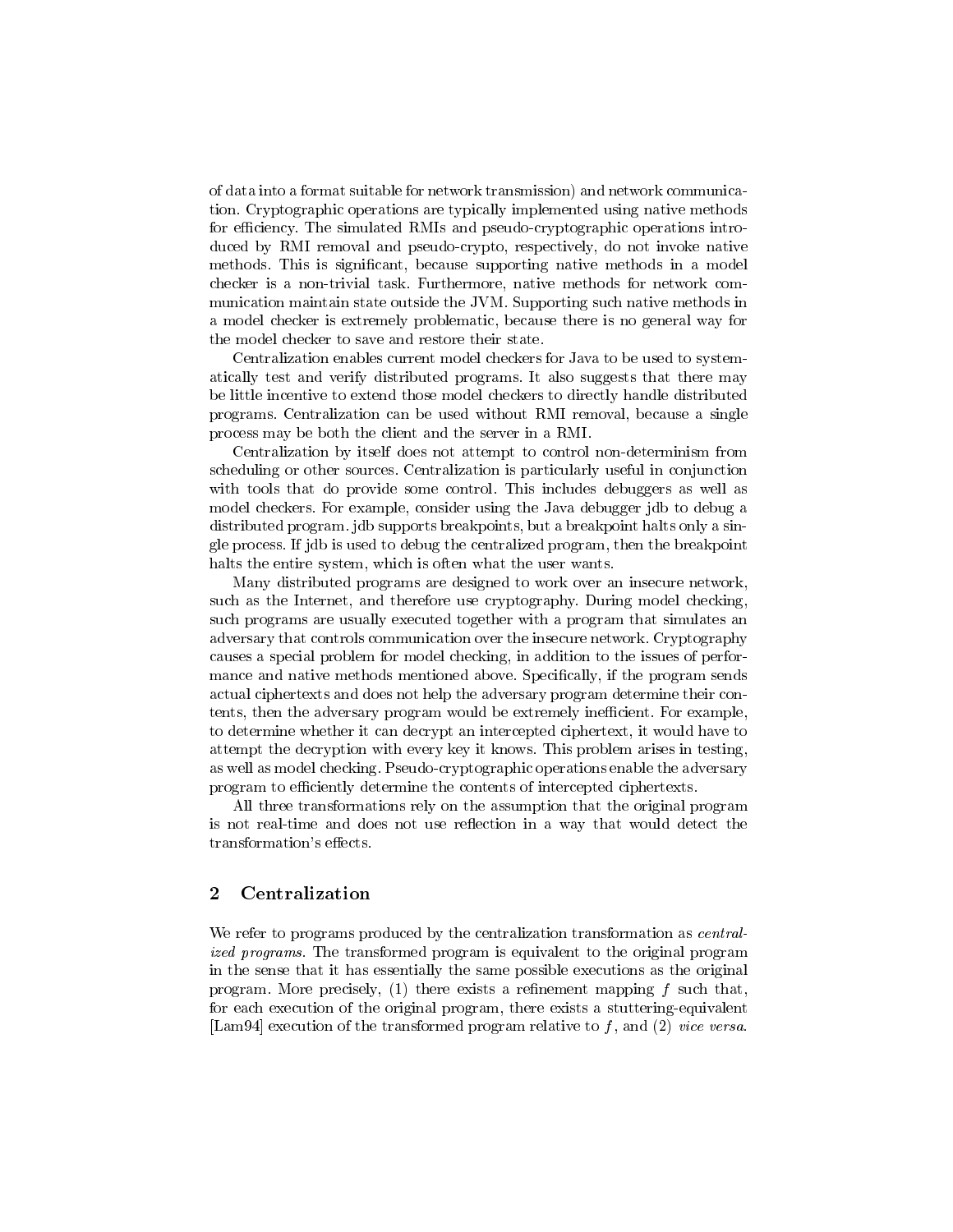of data into a format suitable for network transmission) and network communication. Cryptographic operations are typically implemented using native methods for efficiency. The simulated RMIs and pseudo-cryptographic operations introduced by RMI removal and pseudo-crypto, respectively, do not invoke native methods. This is significant, because supporting native methods in a model checker is a non-trivial task. Furthermore, native methods for network communication maintain state outside the JVM. Supporting such native methods in a model checker is extremely problematic, because there is no general way for the model checker to save and restore their state.

Centralization enables current model checkers for Java to be used to systematically test and verify distributed programs. It also suggests that there may be little incentive to extend those model checkers to directly handle distributed programs. Centralization can be used without RMI removal, because a single process may be both the client and the server in a RMI.

Centralization by itself does not attempt to control non-determinism from scheduling or other sources. Centralization is particularly useful in conjunction with tools that do provide some control. This includes debuggers as well as model checkers. For example, consider using the Java debugger jdb to debug a distributed program. jdb supports breakpoints, but a breakpoint halts only a single process. If jdb is used to debug the centralized program, then the breakpoint halts the entire system, which is often what the user wants.

Many distributed programs are designed to work over an insecure network, such as the Internet, and therefore use cryptography. During model checking, such programs are usually executed together with a program that simulates an adversary that controls communication over the insecure network. Cryptography causes a special problem for model checking, in addition to the issues of performance and native methods mentioned above. Specifically, if the program sends actual ciphertexts and does not help the adversary program determine their contents, then the adversary program would be extremely inefficient. For example, to determine whether it can decrypt an intercepted ciphertext, it would have to attempt the decryption with every key it knows. This problem arises in testing, as well as model checking. Pseudo-cryptographic operations enable the adversary program to efficiently determine the contents of intercepted ciphertexts.

All three transformations rely on the assumption that the original program is not real-time and does not use reflection in a way that would detect the transformation's effects.

## 2 Centralization

We refer to programs produced by the centralization transformation as *centralized programs*. The transformed program is equivalent to the original program in the sense that it has essentially the same possible executions as the original program. More precisely, (1) there exists a refinement mapping $f$ such that, for each execution of the original program, there exists a stuttering-equivalent [Lam94] execution of the transformed program relative to $f$, and (2) *vice versa*.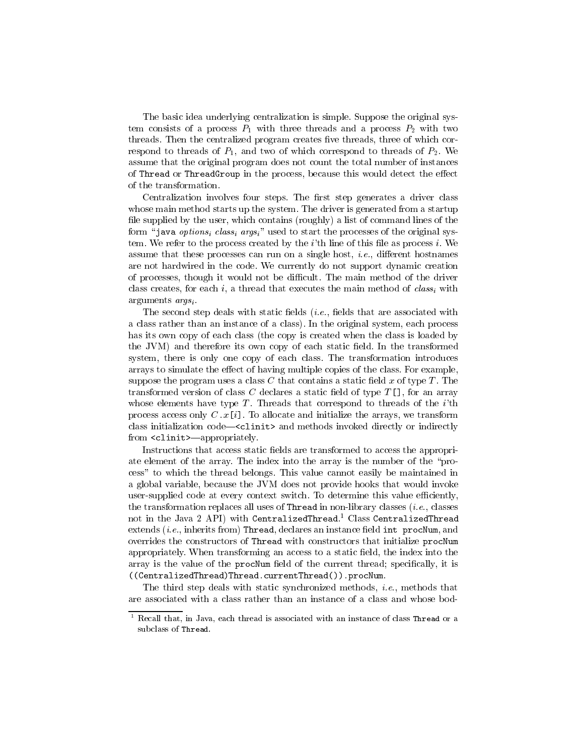The basic idea underlying centralization is simple. Suppose the original system consists of a process $P_1$ with three threads and a process $P_2$ with two threads. Then the centralized program creates five threads, three of which correspond to threads of $P_1$, and two of which correspond to threads of $P_2$. We assume that the original program does not count the total number of instances of `Thread` or `ThreadGroup` in the process, because this would detect the effect of the transformation.

Centralization involves four steps. The first step generates a driver class whose main method starts up the system. The driver is generated from a startup file supplied by the user, which contains (roughly) a list of command lines of the form "`java` $options_i$ $class_i$ $args_i$" used to start the processes of the original system. We refer to the process created by the $i$'th line of this file as process $i$. We assume that these processes can run on a single host, *i.e.*, different hostnames are not hardwired in the code. We currently do not support dynamic creation of processes, though it would not be difficult. The main method of the driver class creates, for each $i$, a thread that executes the main method of $class_i$ with arguments $args_i$.

The second step deals with static fields (*i.e.*, fields that are associated with a class rather than an instance of a class). In the original system, each process has its own copy of each class (the copy is created when the class is loaded by the JVM) and therefore its own copy of each static field. In the transformed system, there is only one copy of each class. The transformation introduces arrays to simulate the effect of having multiple copies of the class. For example, suppose the program uses a class $C$ that contains a static field $x$ of type $T$. The transformed version of class $C$ declares a static field of type $T$`[]`, for an array whose elements have type $T$. Threads that correspond to threads of the $i$'th process access only $C$`.`$x$`[`$i$`]`. To allocate and initialize the arrays, we transform class initialization code—`<clinit>` and methods invoked directly or indirectly from `<clinit>`—appropriately.

Instructions that access static fields are transformed to access the appropriate element of the array. The index into the array is the number of the "process" to which the thread belongs. This value cannot easily be maintained in a global variable, because the JVM does not provide hooks that would invoke user-supplied code at every context switch. To determine this value efficiently, the transformation replaces all uses of `Thread` in non-library classes (*i.e.*, classes not in the Java 2 API) with `CentralizedThread`.[1] Class `CentralizedThread` extends (*i.e.*, inherits from) `Thread`, declares an instance field `int procNum`, and overrides the constructors of `Thread` with constructors that initialize `procNum` appropriately. When transforming an access to a static field, the index into the array is the value of the `procNum` field of the current thread; specifically, it is `((CentralizedThread)Thread.currentThread()).procNum`.

The third step deals with static synchronized methods, *i.e.*, methods that are associated with a class rather than an instance of a class and whose bod-

[1] Recall that, in Java, each thread is associated with an instance of class `Thread` or a subclass of `Thread`.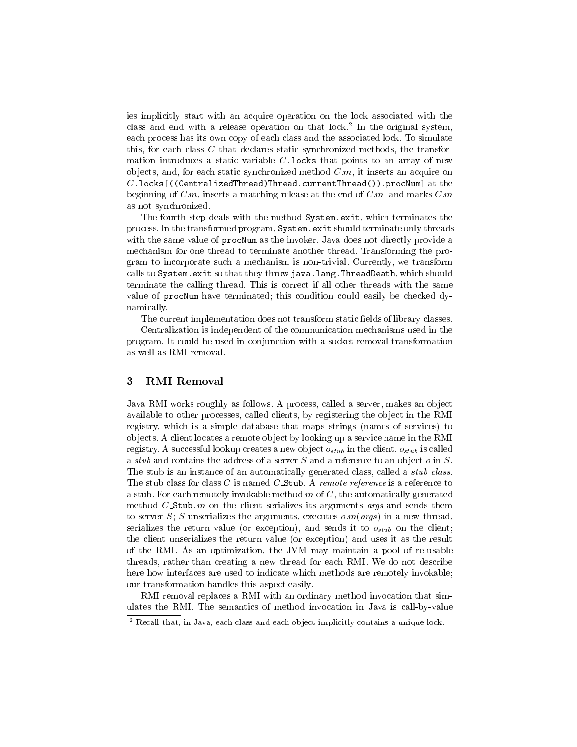ies implicitly start with an acquire operation on the lock associated with the class and end with a release operation on that lock.[2] In the original system, each process has its own copy of each class and the associated lock. To simulate this, for each class $C$ that declares static synchronized methods, the transformation introduces a static variable $C$`.locks` that points to an array of new objects, and, for each static synchronized method $C.m$, it inserts an acquire on $C$`.locks[((CentralizedThread)Thread.currentThread()).procNum]` at the beginning of $C.m$, inserts a matching release at the end of $C.m$, and marks $C.m$ as not synchronized.

The fourth step deals with the method `System.exit`, which terminates the process. In the transformed program, `System.exit` should terminate only threads with the same value of `procNum` as the invoker. Java does not directly provide a mechanism for one thread to terminate another thread. Transforming the program to incorporate such a mechanism is non-trivial. Currently, we transform calls to `System.exit` so that they throw `java.lang.ThreadDeath`, which should terminate the calling thread. This is correct if all other threads with the same value of `procNum` have terminated; this condition could easily be checked dynamically.

The current implementation does not transform static fields of library classes.

Centralization is independent of the communication mechanisms used in the program. It could be used in conjunction with a socket removal transformation as well as RMI removal.

## 3 RMI Removal

Java RMI works roughly as follows. A process, called a server, makes an object available to other processes, called clients, by registering the object in the RMI registry, which is a simple database that maps strings (names of services) to objects. A client locates a remote object by looking up a service name in the RMI registry. A successful lookup creates a new object $o_{stub}$ in the client. $o_{stub}$ is called a *stub* and contains the address of a server $S$ and a reference to an object $o$ in $S$. The stub is an instance of an automatically generated class, called a *stub class*. The stub class for class $C$ is named $C$`_Stub`. A *remote reference* is a reference to a stub. For each remotely invokable method $m$ of $C$, the automatically generated method $C$`_Stub`.$m$ on the client serializes its arguments *args* and sends them to server $S$; $S$ unserializes the arguments, executes $o.m(args)$ in a new thread, serializes the return value (or exception), and sends it to $o_{stub}$ on the client; the client unserializes the return value (or exception) and uses it as the result of the RMI. As an optimization, the JVM may maintain a pool of re-usable threads, rather than creating a new thread for each RMI. We do not describe here how interfaces are used to indicate which methods are remotely invokable; our transformation handles this aspect easily.

RMI removal replaces a RMI with an ordinary method invocation that simulates the RMI. The semantics of method invocation in Java is call-by-value

[2] Recall that, in Java, each class and each object implicitly contains a unique lock.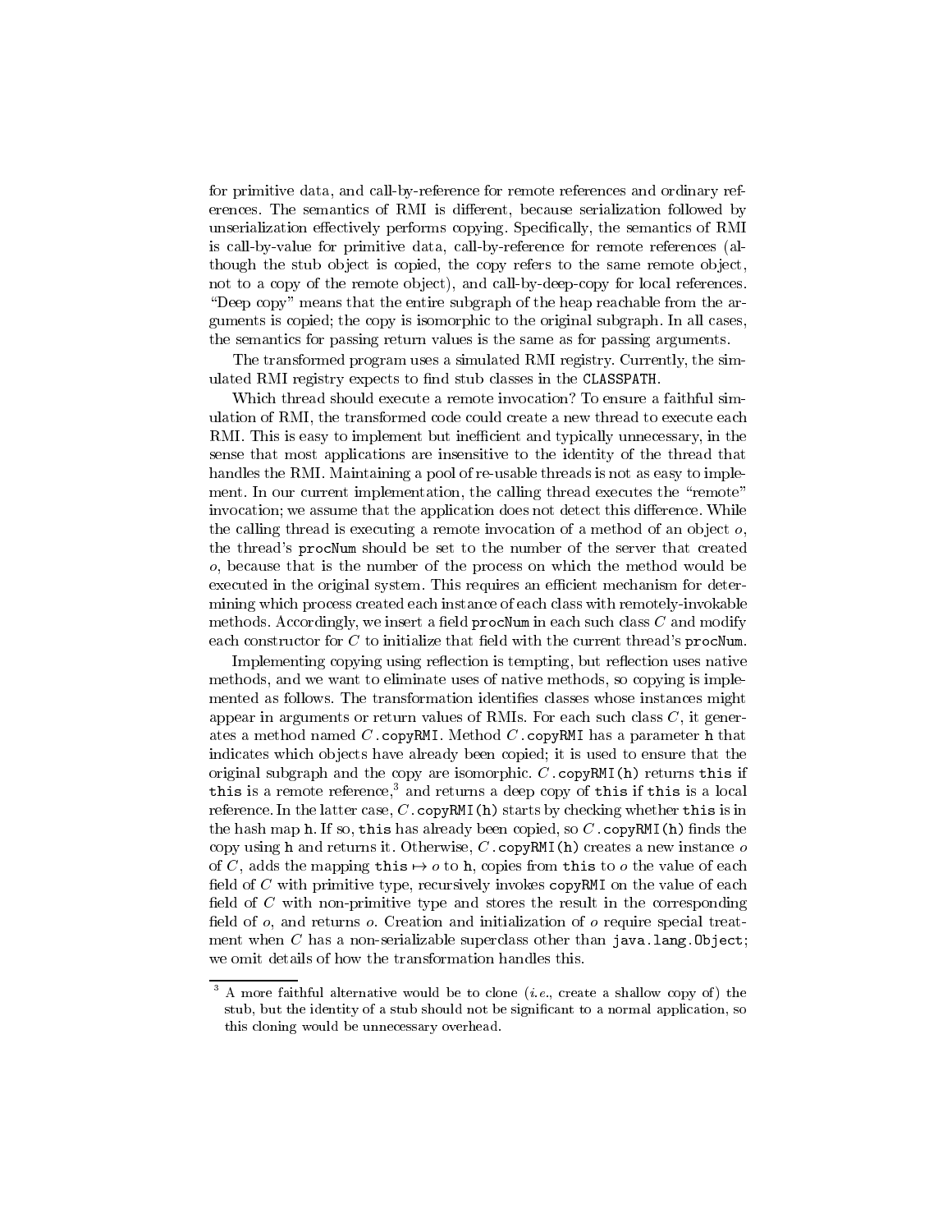for primitive data, and call-by-reference for remote references and ordinary references. The semantics of RMI is different, because serialization followed by unserialization effectively performs copying. Specifically, the semantics of RMI is call-by-value for primitive data, call-by-reference for remote references (although the stub object is copied, the copy refers to the same remote object, not to a copy of the remote object), and call-by-deep-copy for local references. "Deep copy" means that the entire subgraph of the heap reachable from the arguments is copied; the copy is isomorphic to the original subgraph. In all cases, the semantics for passing return values is the same as for passing arguments.

The transformed program uses a simulated RMI registry. Currently, the simulated RMI registry expects to find stub classes in the `CLASSPATH`.

Which thread should execute a remote invocation? To ensure a faithful simulation of RMI, the transformed code could create a new thread to execute each RMI. This is easy to implement but inefficient and typically unnecessary, in the sense that most applications are insensitive to the identity of the thread that handles the RMI. Maintaining a pool of re-usable threads is not as easy to implement. In our current implementation, the calling thread executes the "remote" invocation; we assume that the application does not detect this difference. While the calling thread is executing a remote invocation of a method of an object $o$, the thread's `procNum` should be set to the number of the server that created $o$, because that is the number of the process on which the method would be executed in the original system. This requires an efficient mechanism for determining which process created each instance of each class with remotely-invokable methods. Accordingly, we insert a field `procNum` in each such class $C$ and modify each constructor for $C$ to initialize that field with the current thread's `procNum`.

Implementing copying using reflection is tempting, but reflection uses native methods, and we want to eliminate uses of native methods, so copying is implemented as follows. The transformation identifies classes whose instances might appear in arguments or return values of RMIs. For each such class $C$, it generates a method named $C$`.copyRMI`. Method $C$`.copyRMI` has a parameter `h` that indicates which objects have already been copied; it is used to ensure that the original subgraph and the copy are isomorphic. $C$`.copyRMI(h)` returns `this` if `this` is a remote reference,[3] and returns a deep copy of `this` if `this` is a local reference. In the latter case, $C$`.copyRMI(h)` starts by checking whether `this` is in the hash map `h`. If so, `this` has already been copied, so $C$`.copyRMI(h)` finds the copy using `h` and returns it. Otherwise, $C$`.copyRMI(h)` creates a new instance $o$ of $C$, adds the mapping `this` $\mapsto o$ to `h`, copies from `this` to $o$ the value of each field of $C$ with primitive type, recursively invokes `copyRMI` on the value of each field of $C$ with non-primitive type and stores the result in the corresponding field of $o$, and returns $o$. Creation and initialization of $o$ require special treatment when $C$ has a non-serializable superclass other than `java.lang.Object`; we omit details of how the transformation handles this.

[3] A more faithful alternative would be to clone (*i.e.*, create a shallow copy of) the stub, but the identity of a stub should not be significant to a normal application, so this cloning would be unnecessary overhead.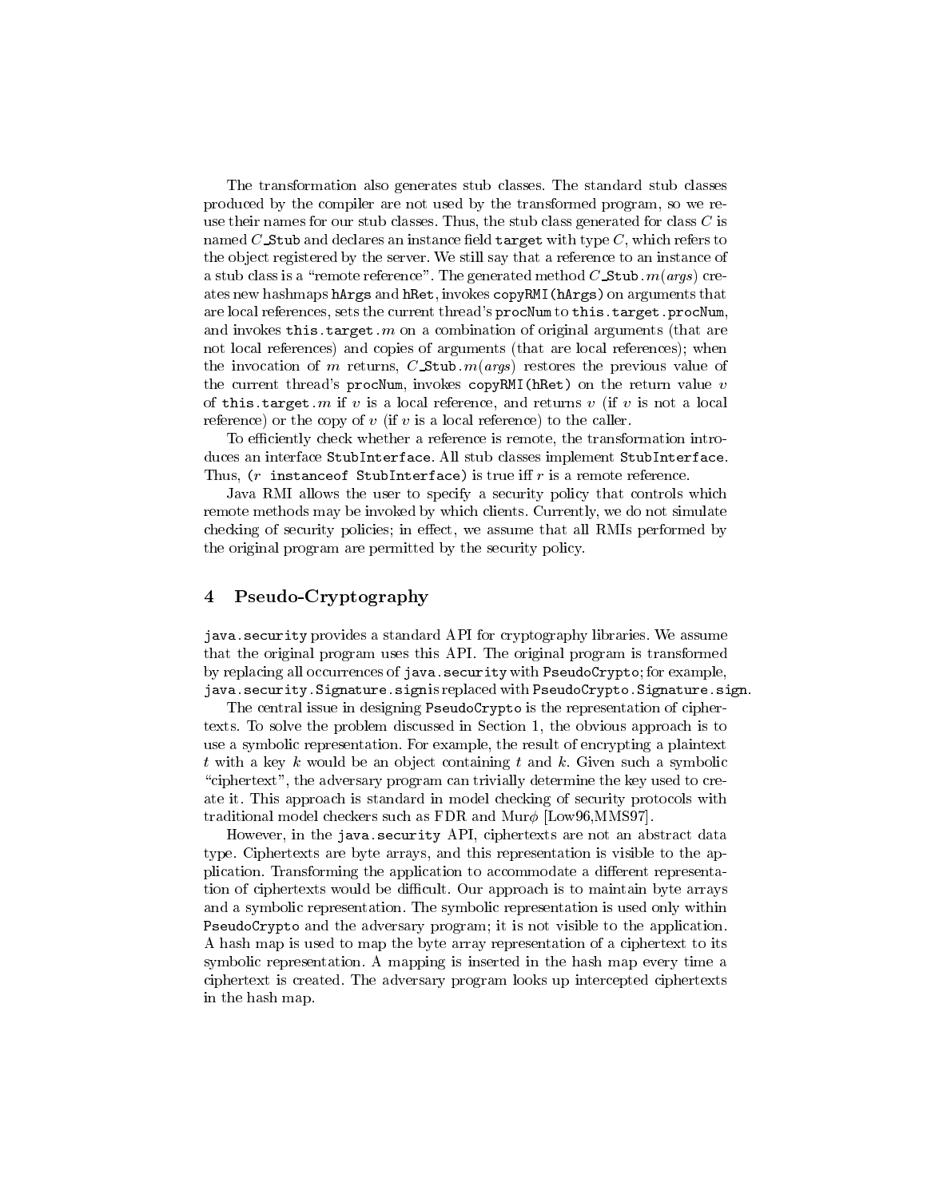The transformation also generates stub classes. The standard stub classes produced by the compiler are not used by the transformed program, so we reuse their names for our stub classes. Thus, the stub class generated for class $C$ is named $C$`_Stub` and declares an instance field `target` with type $C$, which refers to the object registered by the server. We still say that a reference to an instance of a stub class is a "remote reference". The generated method $C$`_Stub`.$m$(*args*) creates new hashmaps `hArgs` and `hRet`, invokes `copyRMI(hArgs)` on arguments that are local references, sets the current thread's `procNum` to `this.target.procNum`, and invokes `this.target.`$m$ on a combination of original arguments (that are not local references) and copies of arguments (that are local references); when the invocation of $m$ returns, $C$`_Stub`.$m$(*args*) restores the previous value of the current thread's `procNum`, invokes `copyRMI(hRet)` on the return value $v$ of `this.target.`$m$ if $v$ is a local reference, and returns $v$ (if $v$ is not a local reference) or the copy of $v$ (if $v$ is a local reference) to the caller.

To efficiently check whether a reference is remote, the transformation introduces an interface `StubInterface`. All stub classes implement `StubInterface`. Thus, ($r$ `instanceof StubInterface`) is true iff $r$ is a remote reference.

Java RMI allows the user to specify a security policy that controls which remote methods may be invoked by which clients. Currently, we do not simulate checking of security policies; in effect, we assume that all RMIs performed by the original program are permitted by the security policy.

## 4 Pseudo-Cryptography

`java.security` provides a standard API for cryptography libraries. We assume that the original program uses this API. The original program is transformed by replacing all occurrences of `java.security` with `PseudoCrypto`; for example, `java.security.Signature.sign` is replaced with `PseudoCrypto.Signature.sign`.

The central issue in designing `PseudoCrypto` is the representation of ciphertexts. To solve the problem discussed in Section 1, the obvious approach is to use a symbolic representation. For example, the result of encrypting a plaintext $t$ with a key $k$ would be an object containing $t$ and $k$. Given such a symbolic "ciphertext", the adversary program can trivially determine the key used to create it. This approach is standard in model checking of security protocols with traditional model checkers such as FDR and Mur$\phi$ [Low96,MMS97].

However, in the `java.security` API, ciphertexts are not an abstract data type. Ciphertexts are byte arrays, and this representation is visible to the application. Transforming the application to accommodate a different representation of ciphertexts would be difficult. Our approach is to maintain byte arrays and a symbolic representation. The symbolic representation is used only within `PseudoCrypto` and the adversary program; it is not visible to the application. A hash map is used to map the byte array representation of a ciphertext to its symbolic representation. A mapping is inserted in the hash map every time a ciphertext is created. The adversary program looks up intercepted ciphertexts in the hash map.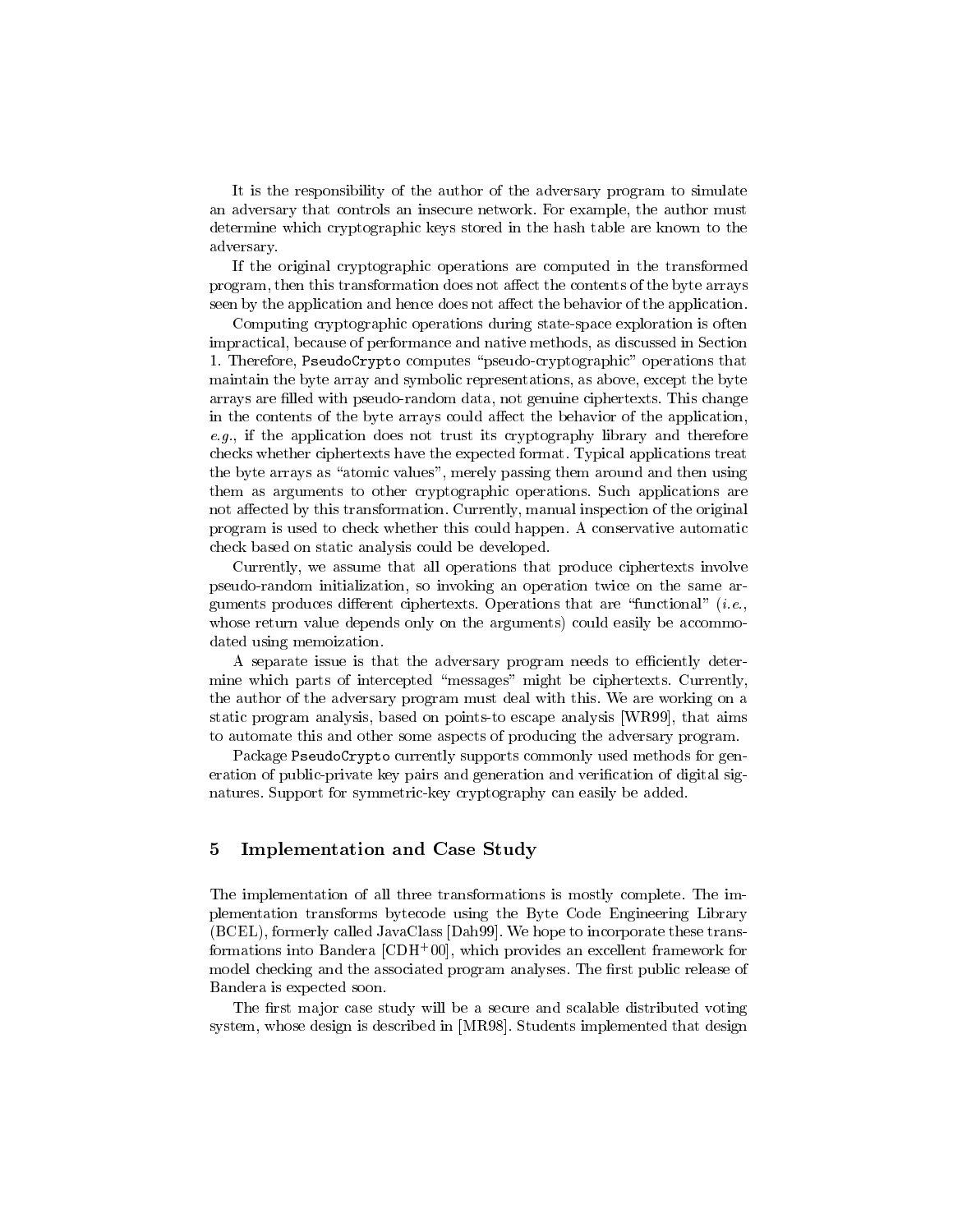It is the responsibility of the author of the adversary program to simulate an adversary that controls an insecure network. For example, the author must determine which cryptographic keys stored in the hash table are known to the adversary.

If the original cryptographic operations are computed in the transformed program, then this transformation does not affect the contents of the byte arrays seen by the application and hence does not affect the behavior of the application.

Computing cryptographic operations during state-space exploration is often impractical, because of performance and native methods, as discussed in Section 1. Therefore, `PseudoCrypto` computes "pseudo-cryptographic" operations that maintain the byte array and symbolic representations, as above, except the byte arrays are filled with pseudo-random data, not genuine ciphertexts. This change in the contents of the byte arrays could affect the behavior of the application, *e.g.*, if the application does not trust its cryptography library and therefore checks whether ciphertexts have the expected format. Typical applications treat the byte arrays as "atomic values", merely passing them around and then using them as arguments to other cryptographic operations. Such applications are not affected by this transformation. Currently, manual inspection of the original program is used to check whether this could happen. A conservative automatic check based on static analysis could be developed.

Currently, we assume that all operations that produce ciphertexts involve pseudo-random initialization, so invoking an operation twice on the same arguments produces different ciphertexts. Operations that are "functional" (*i.e.*, whose return value depends only on the arguments) could easily be accommodated using memoization.

A separate issue is that the adversary program needs to efficiently determine which parts of intercepted "messages" might be ciphertexts. Currently, the author of the adversary program must deal with this. We are working on a static program analysis, based on points-to escape analysis [WR99], that aims to automate this and other some aspects of producing the adversary program.

Package `PseudoCrypto` currently supports commonly used methods for generation of public-private key pairs and generation and verification of digital signatures. Support for symmetric-key cryptography can easily be added.

## 5 Implementation and Case Study

The implementation of all three transformations is mostly complete. The implementation transforms bytecode using the Byte Code Engineering Library (BCEL), formerly called JavaClass [Dah99]. We hope to incorporate these transformations into Bandera [CDH+00], which provides an excellent framework for model checking and the associated program analyses. The first public release of Bandera is expected soon.

The first major case study will be a secure and scalable distributed voting system, whose design is described in [MR98]. Students implemented that design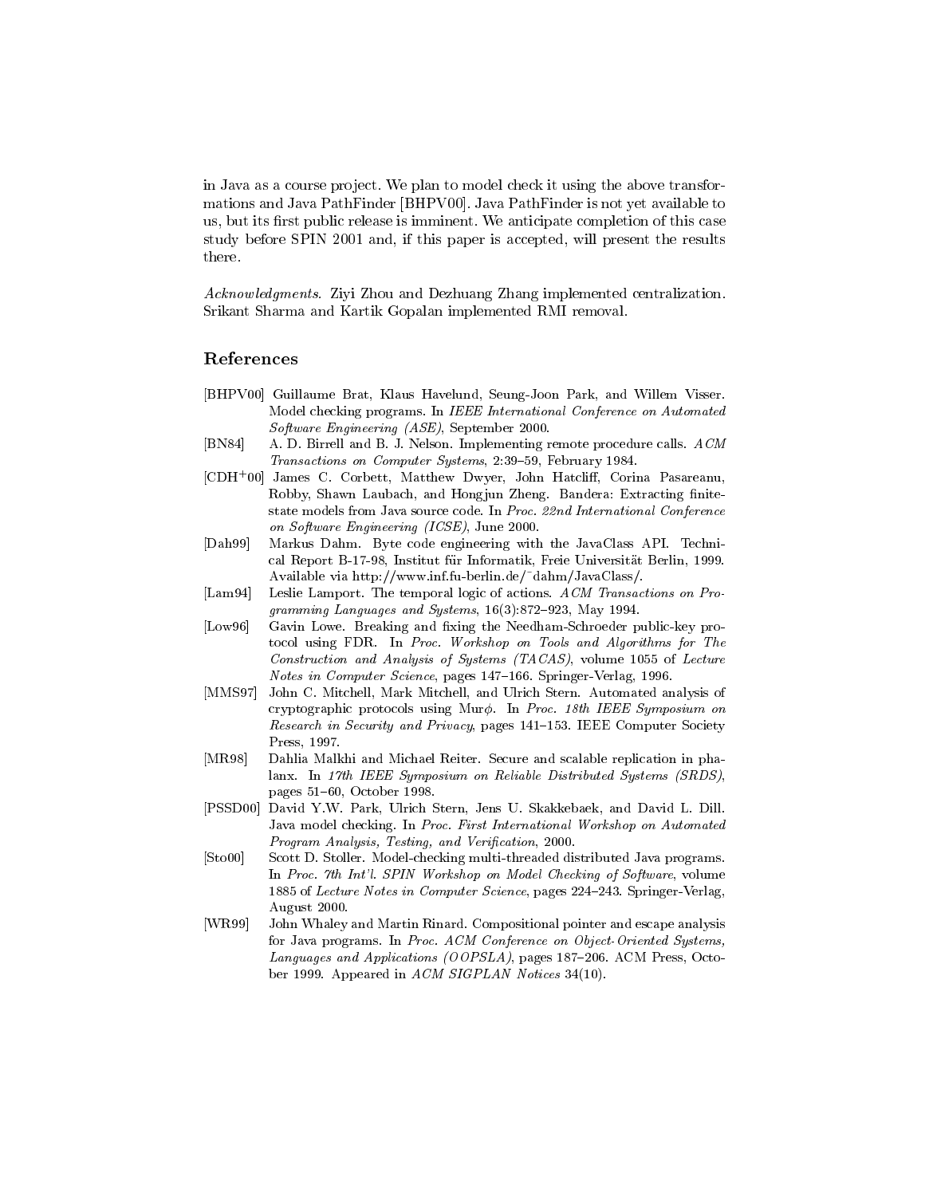in Java as a course project. We plan to model check it using the above transformations and Java PathFinder [BHPV00]. Java PathFinder is not yet available to us, but its first public release is imminent. We anticipate completion of this case study before SPIN 2001 and, if this paper is accepted, will present the results there.

*Acknowledgments.* Ziyi Zhou and Dezhuang Zhang implemented centralization. Srikant Sharma and Kartik Gopalan implemented RMI removal.

## References

[BHPV00] Guillaume Brat, Klaus Havelund, Seung-Joon Park, and Willem Visser. Model checking programs. In *IEEE International Conference on Automated Software Engineering (ASE)*, September 2000.

[BN84] A. D. Birrell and B. J. Nelson. Implementing remote procedure calls. *ACM Transactions on Computer Systems*, 2:39–59, February 1984.

[CDH+00] James C. Corbett, Matthew Dwyer, John Hatcliff, Corina Pasareanu, Robby, Shawn Laubach, and Hongjun Zheng. Bandera: Extracting finite-state models from Java source code. In *Proc. 22nd International Conference on Software Engineering (ICSE)*, June 2000.

[Dah99] Markus Dahm. Byte code engineering with the JavaClass API. Technical Report B-17-98, Institut für Informatik, Freie Universität Berlin, 1999. Available via http://www.inf.fu-berlin.de/~dahm/JavaClass/.

[Lam94] Leslie Lamport. The temporal logic of actions. *ACM Transactions on Programming Languages and Systems*, 16(3):872–923, May 1994.

[Low96] Gavin Lowe. Breaking and fixing the Needham-Schroeder public-key protocol using FDR. In *Proc. Workshop on Tools and Algorithms for The Construction and Analysis of Systems (TACAS)*, volume 1055 of *Lecture Notes in Computer Science*, pages 147–166. Springer-Verlag, 1996.

[MMS97] John C. Mitchell, Mark Mitchell, and Ulrich Stern. Automated analysis of cryptographic protocols using Mur$\phi$. In *Proc. 18th IEEE Symposium on Research in Security and Privacy*, pages 141–153. IEEE Computer Society Press, 1997.

[MR98] Dahlia Malkhi and Michael Reiter. Secure and scalable replication in phalanx. In *17th IEEE Symposium on Reliable Distributed Systems (SRDS)*, pages 51–60, October 1998.

[PSSD00] David Y.W. Park, Ulrich Stern, Jens U. Skakkebaek, and David L. Dill. Java model checking. In *Proc. First International Workshop on Automated Program Analysis, Testing, and Verification*, 2000.

[Sto00] Scott D. Stoller. Model-checking multi-threaded distributed Java programs. In *Proc. 7th Int'l. SPIN Workshop on Model Checking of Software*, volume 1885 of *Lecture Notes in Computer Science*, pages 224–243. Springer-Verlag, August 2000.

[WR99] John Whaley and Martin Rinard. Compositional pointer and escape analysis for Java programs. In *Proc. ACM Conference on Object-Oriented Systems, Languages and Applications (OOPSLA)*, pages 187–206. ACM Press, October 1999. Appeared in *ACM SIGPLAN Notices* 34(10).